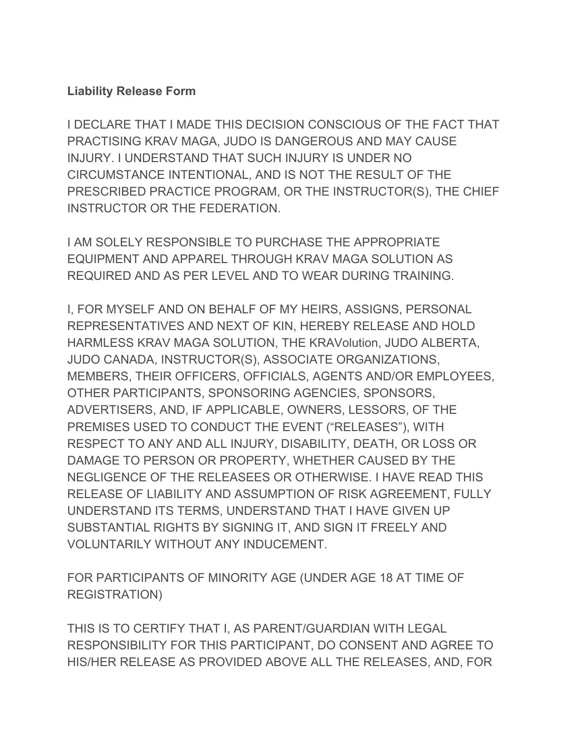**Liability Release Form**

I DECLARE THAT I MADE THIS DECISION CONSCIOUS OF THE FACT THAT PRACTISING KRAV MAGA, JUDO IS DANGEROUS AND MAY CAUSE INJURY. I UNDERSTAND THAT SUCH INJURY IS UNDER NO CIRCUMSTANCE INTENTIONAL, AND IS NOT THE RESULT OF THE PRESCRIBED PRACTICE PROGRAM, OR THE INSTRUCTOR(S), THE CHIEF INSTRUCTOR OR THE FEDERATION.

I AM SOLELY RESPONSIBLE TO PURCHASE THE APPROPRIATE EQUIPMENT AND APPAREL THROUGH KRAV MAGA SOLUTION AS REQUIRED AND AS PER LEVEL AND TO WEAR DURING TRAINING.

I, FOR MYSELF AND ON BEHALF OF MY HEIRS, ASSIGNS, PERSONAL REPRESENTATIVES AND NEXT OF KIN, HEREBY RELEASE AND HOLD HARMLESS KRAV MAGA SOLUTION, THE KRAVolution, JUDO ALBERTA, JUDO CANADA, INSTRUCTOR(S), ASSOCIATE ORGANIZATIONS, MEMBERS, THEIR OFFICERS, OFFICIALS, AGENTS AND/OR EMPLOYEES, OTHER PARTICIPANTS, SPONSORING AGENCIES, SPONSORS, ADVERTISERS, AND, IF APPLICABLE, OWNERS, LESSORS, OF THE PREMISES USED TO CONDUCT THE EVENT ("RELEASES"), WITH RESPECT TO ANY AND ALL INJURY, DISABILITY, DEATH, OR LOSS OR DAMAGE TO PERSON OR PROPERTY, WHETHER CAUSED BY THE NEGLIGENCE OF THE RELEASEES OR OTHERWISE. I HAVE READ THIS RELEASE OF LIABILITY AND ASSUMPTION OF RISK AGREEMENT, FULLY UNDERSTAND ITS TERMS, UNDERSTAND THAT I HAVE GIVEN UP SUBSTANTIAL RIGHTS BY SIGNING IT, AND SIGN IT FREELY AND VOLUNTARILY WITHOUT ANY INDUCEMENT.

FOR PARTICIPANTS OF MINORITY AGE (UNDER AGE 18 AT TIME OF REGISTRATION)

THIS IS TO CERTIFY THAT I, AS PARENT/GUARDIAN WITH LEGAL RESPONSIBILITY FOR THIS PARTICIPANT, DO CONSENT AND AGREE TO HIS/HER RELEASE AS PROVIDED ABOVE ALL THE RELEASES, AND, FOR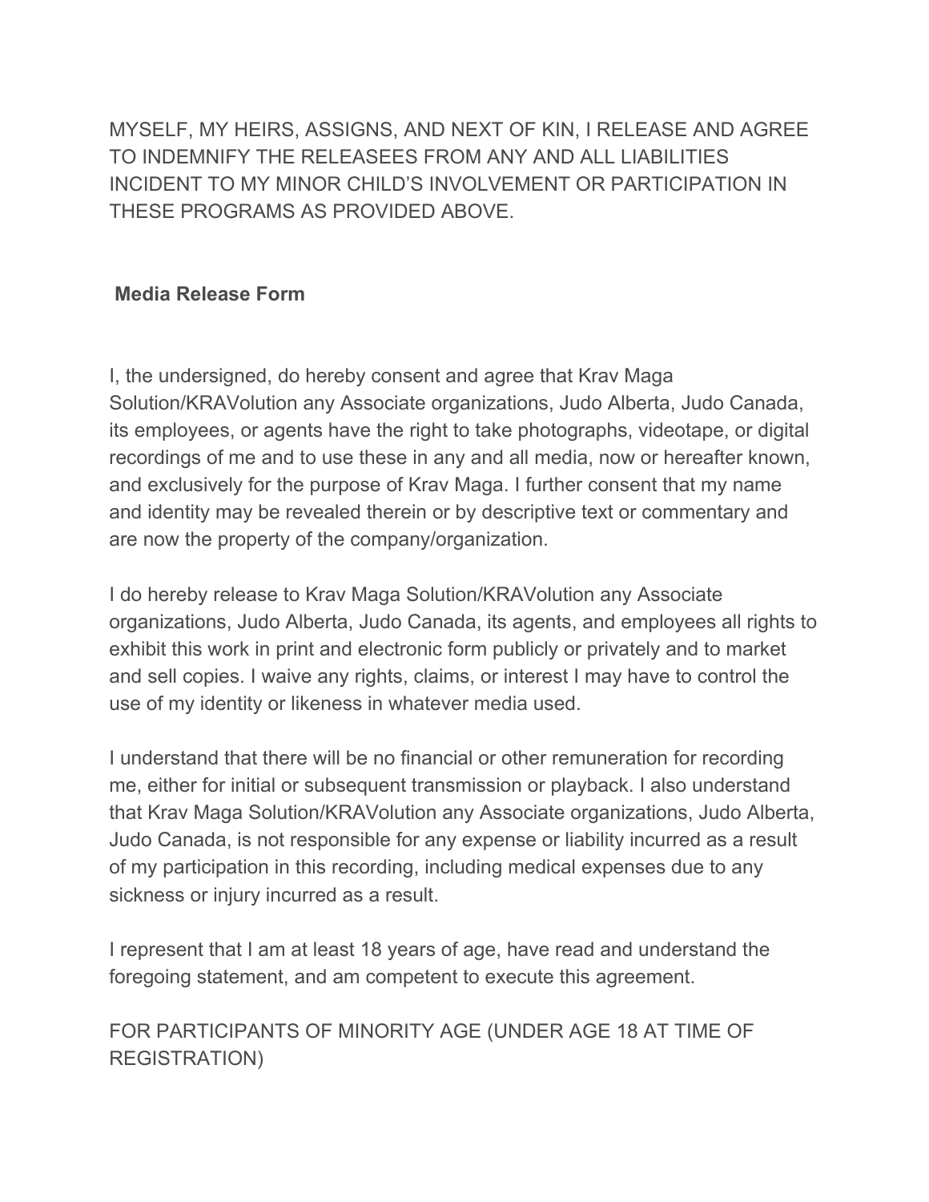MYSELF, MY HEIRS, ASSIGNS, AND NEXT OF KIN, I RELEASE AND AGREE TO INDEMNIFY THE RELEASEES FROM ANY AND ALL LIABILITIES INCIDENT TO MY MINOR CHILD'S INVOLVEMENT OR PARTICIPATION IN THESE PROGRAMS AS PROVIDED ABOVE.

**Media Release Form**

I, the undersigned, do hereby consent and agree that Krav Maga Solution/KRAVolution any Associate organizations, Judo Alberta, Judo Canada, its employees, or agents have the right to take photographs, videotape, or digital recordings of me and to use these in any and all media, now or hereafter known, and exclusively for the purpose of Krav Maga. I further consent that my name and identity may be revealed therein or by descriptive text or commentary and are now the property of the company/organization.

I do hereby release to Krav Maga Solution/KRAVolution any Associate organizations, Judo Alberta, Judo Canada, its agents, and employees all rights to exhibit this work in print and electronic form publicly or privately and to market and sell copies. I waive any rights, claims, or interest I may have to control the use of my identity or likeness in whatever media used.

I understand that there will be no financial or other remuneration for recording me, either for initial or subsequent transmission or playback. I also understand that Krav Maga Solution/KRAVolution any Associate organizations, Judo Alberta, Judo Canada, is not responsible for any expense or liability incurred as a result of my participation in this recording, including medical expenses due to any sickness or injury incurred as a result.

I represent that I am at least 18 years of age, have read and understand the foregoing statement, and am competent to execute this agreement.

FOR PARTICIPANTS OF MINORITY AGE (UNDER AGE 18 AT TIME OF REGISTRATION)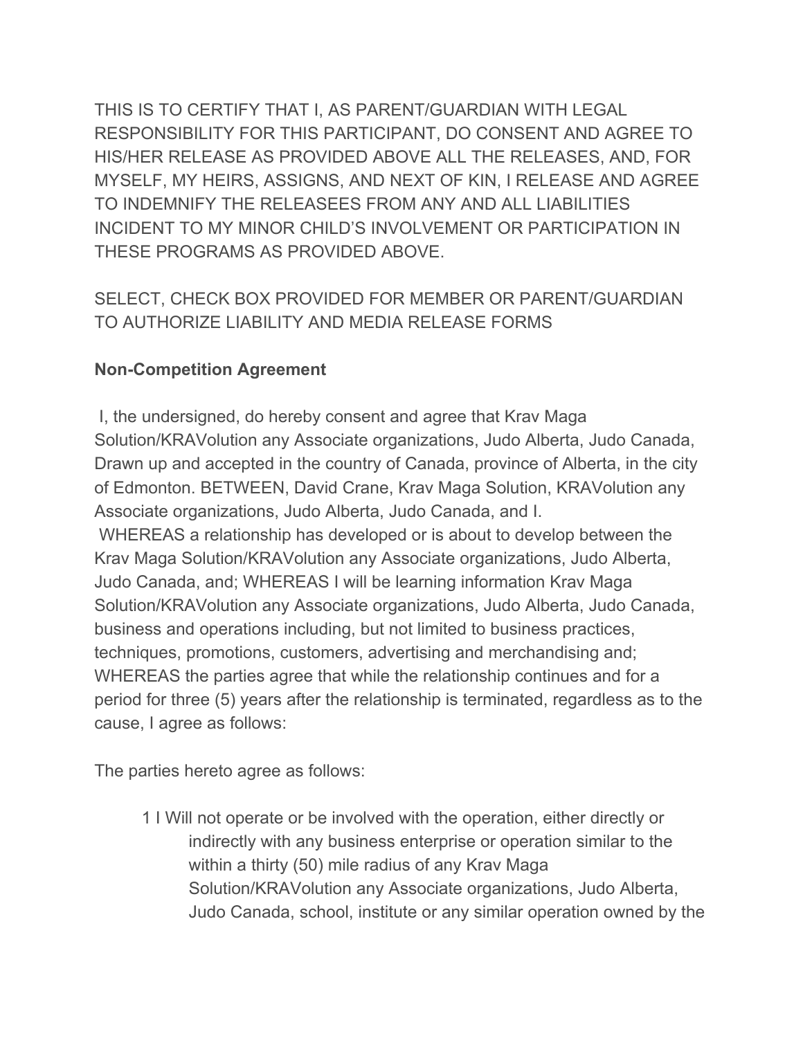THIS IS TO CERTIFY THAT I, AS PARENT/GUARDIAN WITH LEGAL RESPONSIBILITY FOR THIS PARTICIPANT, DO CONSENT AND AGREE TO HIS/HER RELEASE AS PROVIDED ABOVE ALL THE RELEASES, AND, FOR MYSELF, MY HEIRS, ASSIGNS, AND NEXT OF KIN, I RELEASE AND AGREE TO INDEMNIFY THE RELEASEES FROM ANY AND ALL LIABILITIES INCIDENT TO MY MINOR CHILD'S INVOLVEMENT OR PARTICIPATION IN THESE PROGRAMS AS PROVIDED ABOVE.

SELECT, CHECK BOX PROVIDED FOR MEMBER OR PARENT/GUARDIAN TO AUTHORIZE LIABILITY AND MEDIA RELEASE FORMS

**Non-Competition Agreement**

I, the undersigned, do hereby consent and agree that Krav Maga Solution/KRAVolution any Associate organizations, Judo Alberta, Judo Canada, Drawn up and accepted in the country of Canada, province of Alberta, in the city of Edmonton. BETWEEN, David Crane, Krav Maga Solution, KRAVolution any Associate organizations, Judo Alberta, Judo Canada, and I.
WHEREAS a relationship has developed or is about to develop between the Krav Maga Solution/KRAVolution any Associate organizations, Judo Alberta, Judo Canada, and; WHEREAS I will be learning information Krav Maga Solution/KRAVolution any Associate organizations, Judo Alberta, Judo Canada, business and operations including, but not limited to business practices, techniques, promotions, customers, advertising and merchandising and; WHEREAS the parties agree that while the relationship continues and for a period for three (5) years after the relationship is terminated, regardless as to the cause, I agree as follows:

The parties hereto agree as follows:

1 I Will not operate or be involved with the operation, either directly or indirectly with any business enterprise or operation similar to the within a thirty (50) mile radius of any Krav Maga Solution/KRAVolution any Associate organizations, Judo Alberta, Judo Canada, school, institute or any similar operation owned by the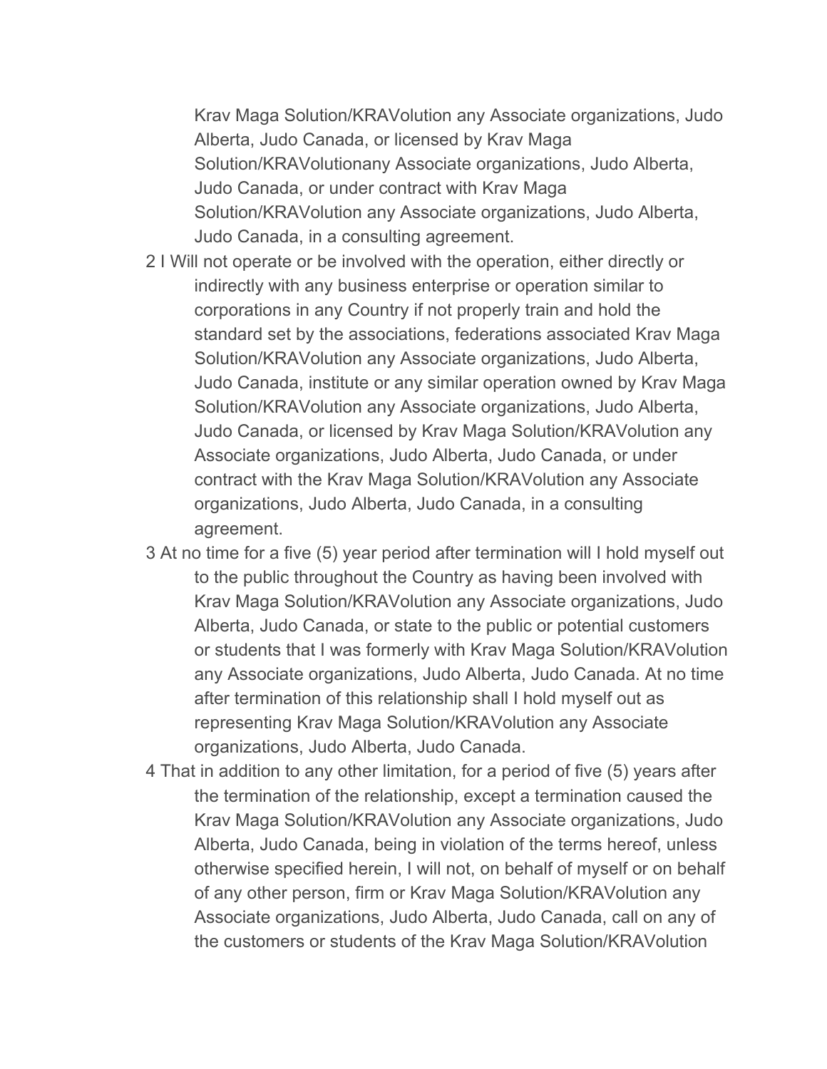Krav Maga Solution/KRAVolution any Associate organizations, Judo Alberta, Judo Canada, or licensed by Krav Maga Solution/KRAVolutionany Associate organizations, Judo Alberta, Judo Canada, or under contract with Krav Maga Solution/KRAVolution any Associate organizations, Judo Alberta, Judo Canada, in a consulting agreement.

2 I Will not operate or be involved with the operation, either directly or indirectly with any business enterprise or operation similar to corporations in any Country if not properly train and hold the standard set by the associations, federations associated Krav Maga Solution/KRAVolution any Associate organizations, Judo Alberta, Judo Canada, institute or any similar operation owned by Krav Maga Solution/KRAVolution any Associate organizations, Judo Alberta, Judo Canada, or licensed by Krav Maga Solution/KRAVolution any Associate organizations, Judo Alberta, Judo Canada, or under contract with the Krav Maga Solution/KRAVolution any Associate organizations, Judo Alberta, Judo Canada, in a consulting agreement.

3 At no time for a five (5) year period after termination will I hold myself out to the public throughout the Country as having been involved with Krav Maga Solution/KRAVolution any Associate organizations, Judo Alberta, Judo Canada, or state to the public or potential customers or students that I was formerly with Krav Maga Solution/KRAVolution any Associate organizations, Judo Alberta, Judo Canada. At no time after termination of this relationship shall I hold myself out as representing Krav Maga Solution/KRAVolution any Associate organizations, Judo Alberta, Judo Canada.

4 That in addition to any other limitation, for a period of five (5) years after the termination of the relationship, except a termination caused the Krav Maga Solution/KRAVolution any Associate organizations, Judo Alberta, Judo Canada, being in violation of the terms hereof, unless otherwise specified herein, I will not, on behalf of myself or on behalf of any other person, firm or Krav Maga Solution/KRAVolution any Associate organizations, Judo Alberta, Judo Canada, call on any of the customers or students of the Krav Maga Solution/KRAVolution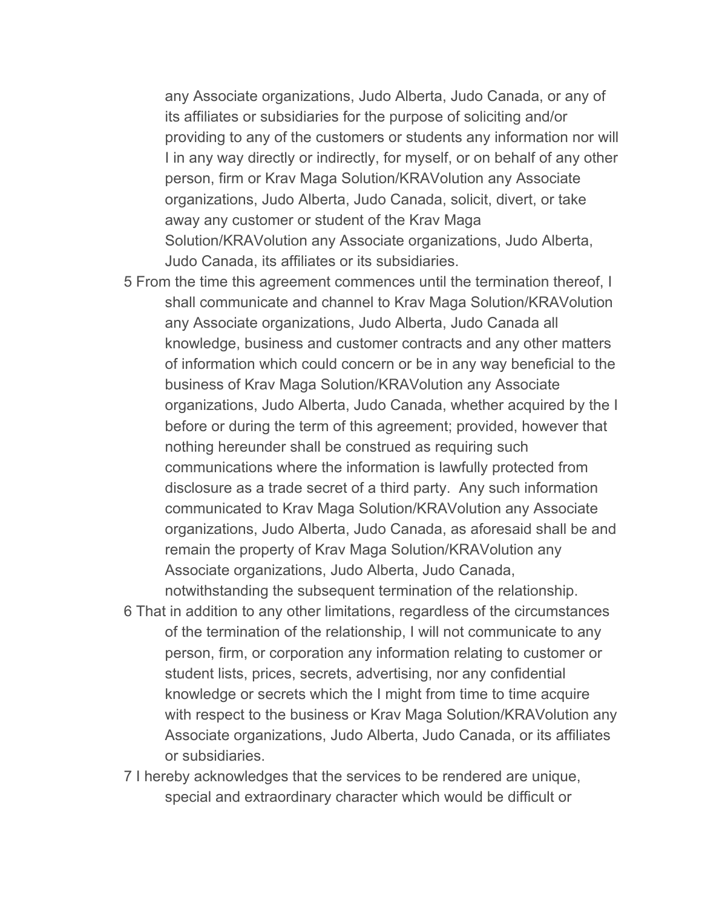any Associate organizations, Judo Alberta, Judo Canada, or any of its affiliates or subsidiaries for the purpose of soliciting and/or providing to any of the customers or students any information nor will I in any way directly or indirectly, for myself, or on behalf of any other person, firm or Krav Maga Solution/KRAVolution any Associate organizations, Judo Alberta, Judo Canada, solicit, divert, or take away any customer or student of the Krav Maga Solution/KRAVolution any Associate organizations, Judo Alberta, Judo Canada, its affiliates or its subsidiaries.

5 From the time this agreement commences until the termination thereof, I shall communicate and channel to Krav Maga Solution/KRAVolution any Associate organizations, Judo Alberta, Judo Canada all knowledge, business and customer contracts and any other matters of information which could concern or be in any way beneficial to the business of Krav Maga Solution/KRAVolution any Associate organizations, Judo Alberta, Judo Canada, whether acquired by the I before or during the term of this agreement; provided, however that nothing hereunder shall be construed as requiring such communications where the information is lawfully protected from disclosure as a trade secret of a third party. Any such information communicated to Krav Maga Solution/KRAVolution any Associate organizations, Judo Alberta, Judo Canada, as aforesaid shall be and remain the property of Krav Maga Solution/KRAVolution any Associate organizations, Judo Alberta, Judo Canada, notwithstanding the subsequent termination of the relationship.

6 That in addition to any other limitations, regardless of the circumstances of the termination of the relationship, I will not communicate to any person, firm, or corporation any information relating to customer or student lists, prices, secrets, advertising, nor any confidential knowledge or secrets which the I might from time to time acquire with respect to the business or Krav Maga Solution/KRAVolution any Associate organizations, Judo Alberta, Judo Canada, or its affiliates or subsidiaries.

7 I hereby acknowledges that the services to be rendered are unique, special and extraordinary character which would be difficult or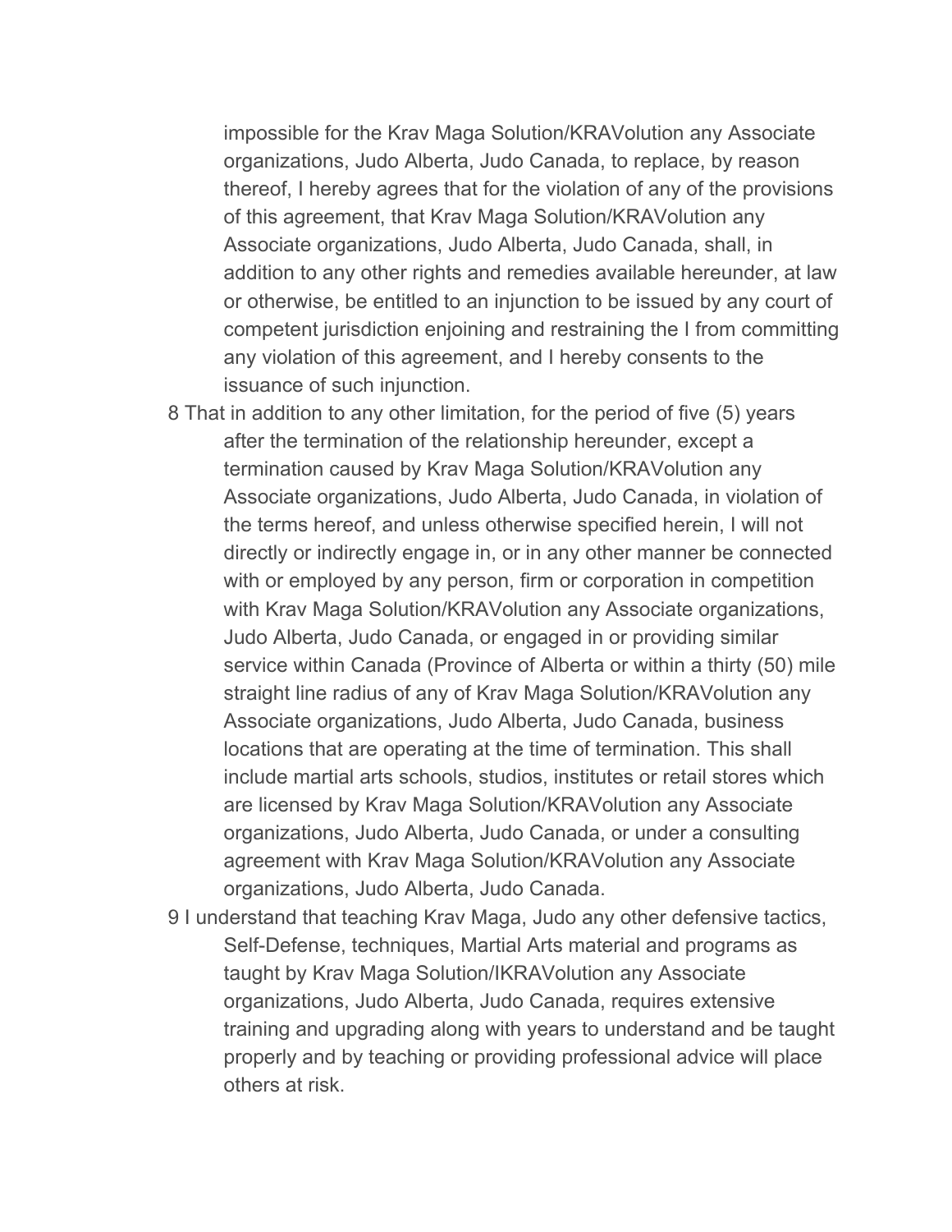impossible for the Krav Maga Solution/KRAVolution any Associate organizations, Judo Alberta, Judo Canada, to replace, by reason thereof, I hereby agrees that for the violation of any of the provisions of this agreement, that Krav Maga Solution/KRAVolution any Associate organizations, Judo Alberta, Judo Canada, shall, in addition to any other rights and remedies available hereunder, at law or otherwise, be entitled to an injunction to be issued by any court of competent jurisdiction enjoining and restraining the I from committing any violation of this agreement, and I hereby consents to the issuance of such injunction.

8 That in addition to any other limitation, for the period of five (5) years after the termination of the relationship hereunder, except a termination caused by Krav Maga Solution/KRAVolution any Associate organizations, Judo Alberta, Judo Canada, in violation of the terms hereof, and unless otherwise specified herein, I will not directly or indirectly engage in, or in any other manner be connected with or employed by any person, firm or corporation in competition with Krav Maga Solution/KRAVolution any Associate organizations, Judo Alberta, Judo Canada, or engaged in or providing similar service within Canada (Province of Alberta or within a thirty (50) mile straight line radius of any of Krav Maga Solution/KRAVolution any Associate organizations, Judo Alberta, Judo Canada, business locations that are operating at the time of termination. This shall include martial arts schools, studios, institutes or retail stores which are licensed by Krav Maga Solution/KRAVolution any Associate organizations, Judo Alberta, Judo Canada, or under a consulting agreement with Krav Maga Solution/KRAVolution any Associate organizations, Judo Alberta, Judo Canada.

9 I understand that teaching Krav Maga, Judo any other defensive tactics, Self-Defense, techniques, Martial Arts material and programs as taught by Krav Maga Solution/IKRAVolution any Associate organizations, Judo Alberta, Judo Canada, requires extensive training and upgrading along with years to understand and be taught properly and by teaching or providing professional advice will place others at risk.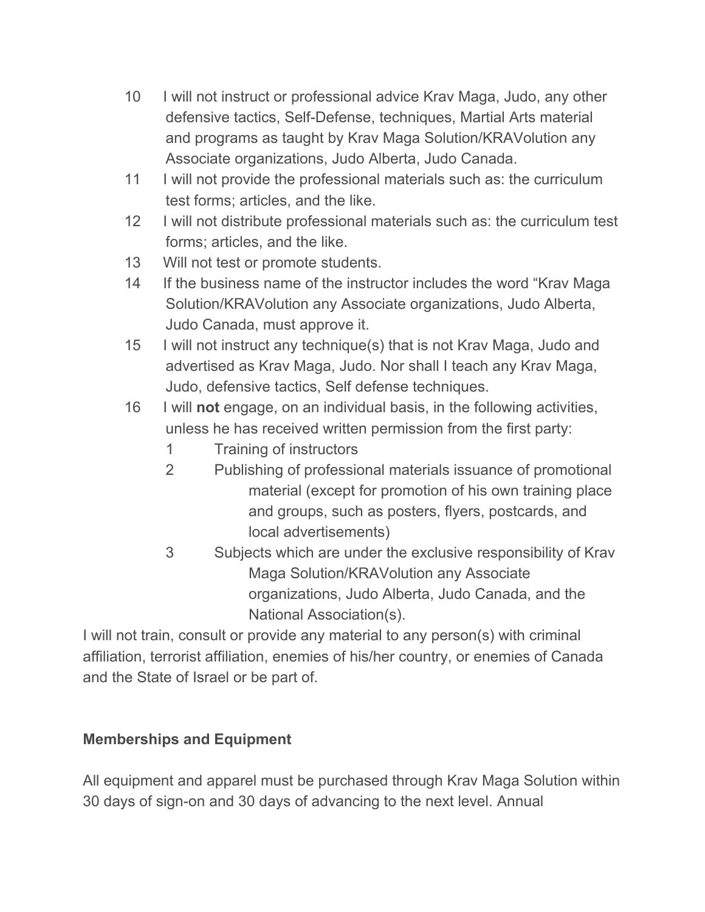10 I will not instruct or professional advice Krav Maga, Judo, any other defensive tactics, Self-Defense, techniques, Martial Arts material and programs as taught by Krav Maga Solution/KRAVolution any Associate organizations, Judo Alberta, Judo Canada.

11 I will not provide the professional materials such as: the curriculum test forms; articles, and the like.

12 I will not distribute professional materials such as: the curriculum test forms; articles, and the like.

13 Will not test or promote students.

14 If the business name of the instructor includes the word “Krav Maga Solution/KRAVolution any Associate organizations, Judo Alberta, Judo Canada, must approve it.

15 I will not instruct any technique(s) that is not Krav Maga, Judo and advertised as Krav Maga, Judo. Nor shall I teach any Krav Maga, Judo, defensive tactics, Self defense techniques.

16 I will **not** engage, on an individual basis, in the following activities, unless he has received written permission from the first party:

   1 Training of instructors

   2 Publishing of professional materials issuance of promotional material (except for promotion of his own training place and groups, such as posters, flyers, postcards, and local advertisements)

   3 Subjects which are under the exclusive responsibility of Krav Maga Solution/KRAVolution any Associate organizations, Judo Alberta, Judo Canada, and the National Association(s).

I will not train, consult or provide any material to any person(s) with criminal affiliation, terrorist affiliation, enemies of his/her country, or enemies of Canada and the State of Israel or be part of.

**Memberships and Equipment**

All equipment and apparel must be purchased through Krav Maga Solution within 30 days of sign-on and 30 days of advancing to the next level. Annual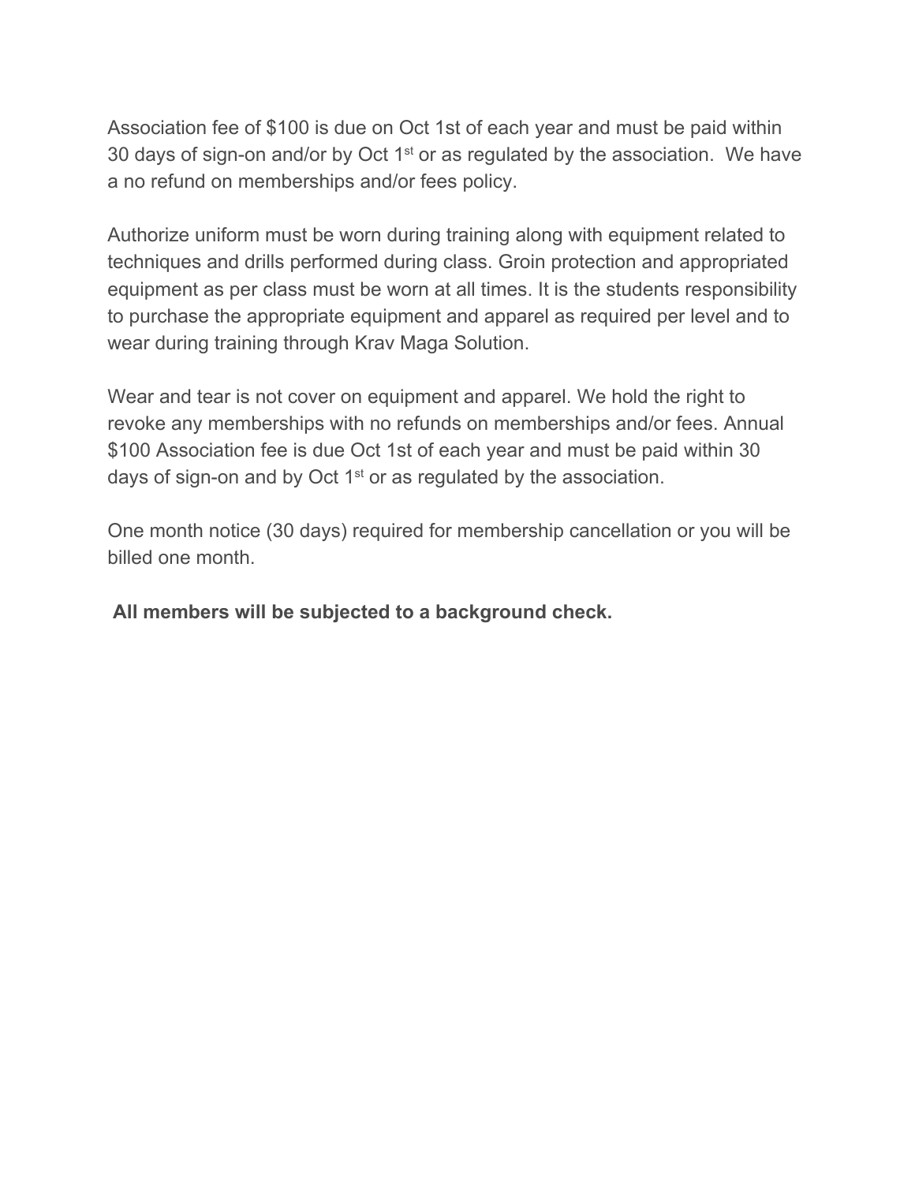Association fee of $100 is due on Oct 1st of each year and must be paid within 30 days of sign-on and/or by Oct 1st or as regulated by the association.  We have a no refund on memberships and/or fees policy.

Authorize uniform must be worn during training along with equipment related to techniques and drills performed during class. Groin protection and appropriated equipment as per class must be worn at all times. It is the students responsibility to purchase the appropriate equipment and apparel as required per level and to wear during training through Krav Maga Solution.

Wear and tear is not cover on equipment and apparel. We hold the right to revoke any memberships with no refunds on memberships and/or fees. Annual $100 Association fee is due Oct 1st of each year and must be paid within 30 days of sign-on and by Oct 1st or as regulated by the association.

One month notice (30 days) required for membership cancellation or you will be billed one month.

**All members will be subjected to a background check.**